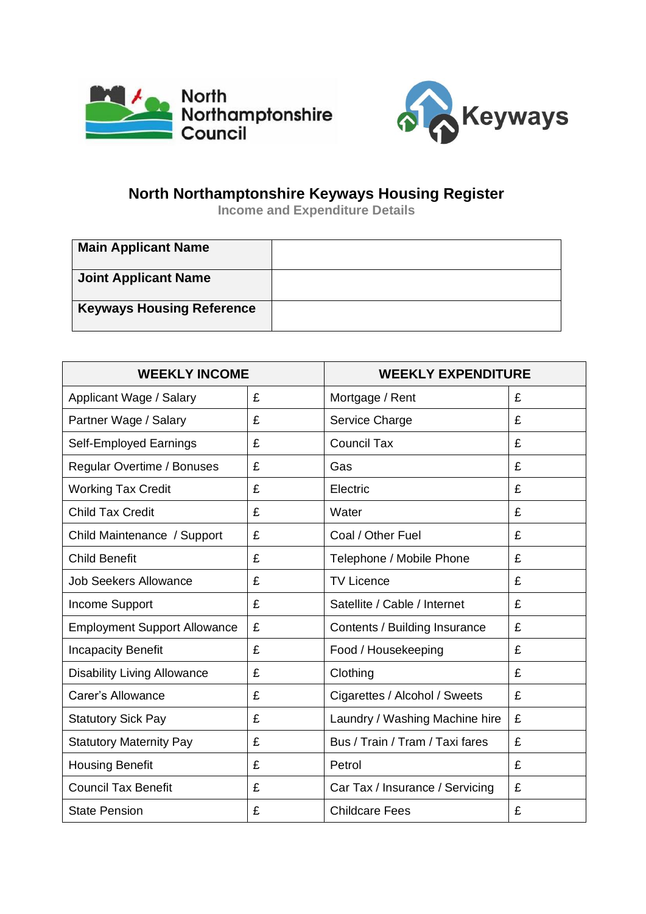North Northamptonshire Council

Keyways

# North Northamptonshire Keyways Housing Register

## Income and Expenditure Details

| **Main Applicant Name** | |
|---|---|
| **Joint Applicant Name** | |
| **Keyways Housing Reference** | |

| **WEEKLY INCOME** | | **WEEKLY EXPENDITURE** | |
|---|---|---|---|
| Applicant Wage / Salary | £ | Mortgage / Rent | £ |
| Partner Wage / Salary | £ | Service Charge | £ |
| Self-Employed Earnings | £ | Council Tax | £ |
| Regular Overtime / Bonuses | £ | Gas | £ |
| Working Tax Credit | £ | Electric | £ |
| Child Tax Credit | £ | Water | £ |
| Child Maintenance / Support | £ | Coal / Other Fuel | £ |
| Child Benefit | £ | Telephone / Mobile Phone | £ |
| Job Seekers Allowance | £ | TV Licence | £ |
| Income Support | £ | Satellite / Cable / Internet | £ |
| Employment Support Allowance | £ | Contents / Building Insurance | £ |
| Incapacity Benefit | £ | Food / Housekeeping | £ |
| Disability Living Allowance | £ | Clothing | £ |
| Carer's Allowance | £ | Cigarettes / Alcohol / Sweets | £ |
| Statutory Sick Pay | £ | Laundry / Washing Machine hire | £ |
| Statutory Maternity Pay | £ | Bus / Train / Tram / Taxi fares | £ |
| Housing Benefit | £ | Petrol | £ |
| Council Tax Benefit | £ | Car Tax / Insurance / Servicing | £ |
| State Pension | £ | Childcare Fees | £ |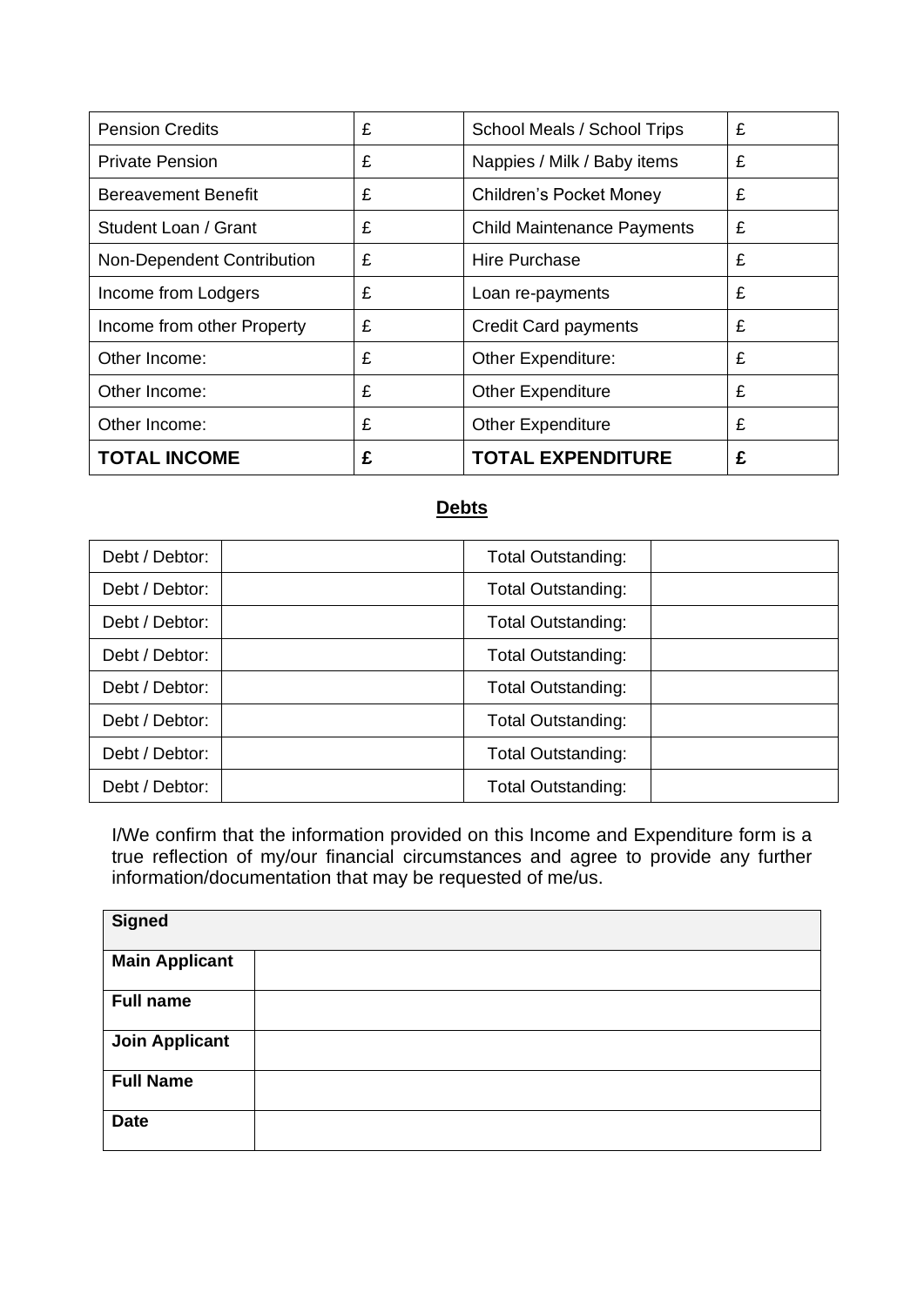| | | | |
|---|---|---|---|
| Pension Credits | £ | School Meals / School Trips | £ |
| Private Pension | £ | Nappies / Milk / Baby items | £ |
| Bereavement Benefit | £ | Children's Pocket Money | £ |
| Student Loan / Grant | £ | Child Maintenance Payments | £ |
| Non-Dependent Contribution | £ | Hire Purchase | £ |
| Income from Lodgers | £ | Loan re-payments | £ |
| Income from other Property | £ | Credit Card payments | £ |
| Other Income: | £ | Other Expenditure: | £ |
| Other Income: | £ | Other Expenditure | £ |
| Other Income: | £ | Other Expenditure | £ |
| **TOTAL INCOME** | **£** | **TOTAL EXPENDITURE** | **£** |

## Debts

| | | | |
|---|---|---|---|
| Debt / Debtor: | | Total Outstanding: | |
| Debt / Debtor: | | Total Outstanding: | |
| Debt / Debtor: | | Total Outstanding: | |
| Debt / Debtor: | | Total Outstanding: | |
| Debt / Debtor: | | Total Outstanding: | |
| Debt / Debtor: | | Total Outstanding: | |
| Debt / Debtor: | | Total Outstanding: | |
| Debt / Debtor: | | Total Outstanding: | |

I/We confirm that the information provided on this Income and Expenditure form is a true reflection of my/our financial circumstances and agree to provide any further information/documentation that may be requested of me/us.

| **Signed** | |
|---|---|
| **Main Applicant** | |
| **Full name** | |
| **Join Applicant** | |
| **Full Name** | |
| **Date** | |